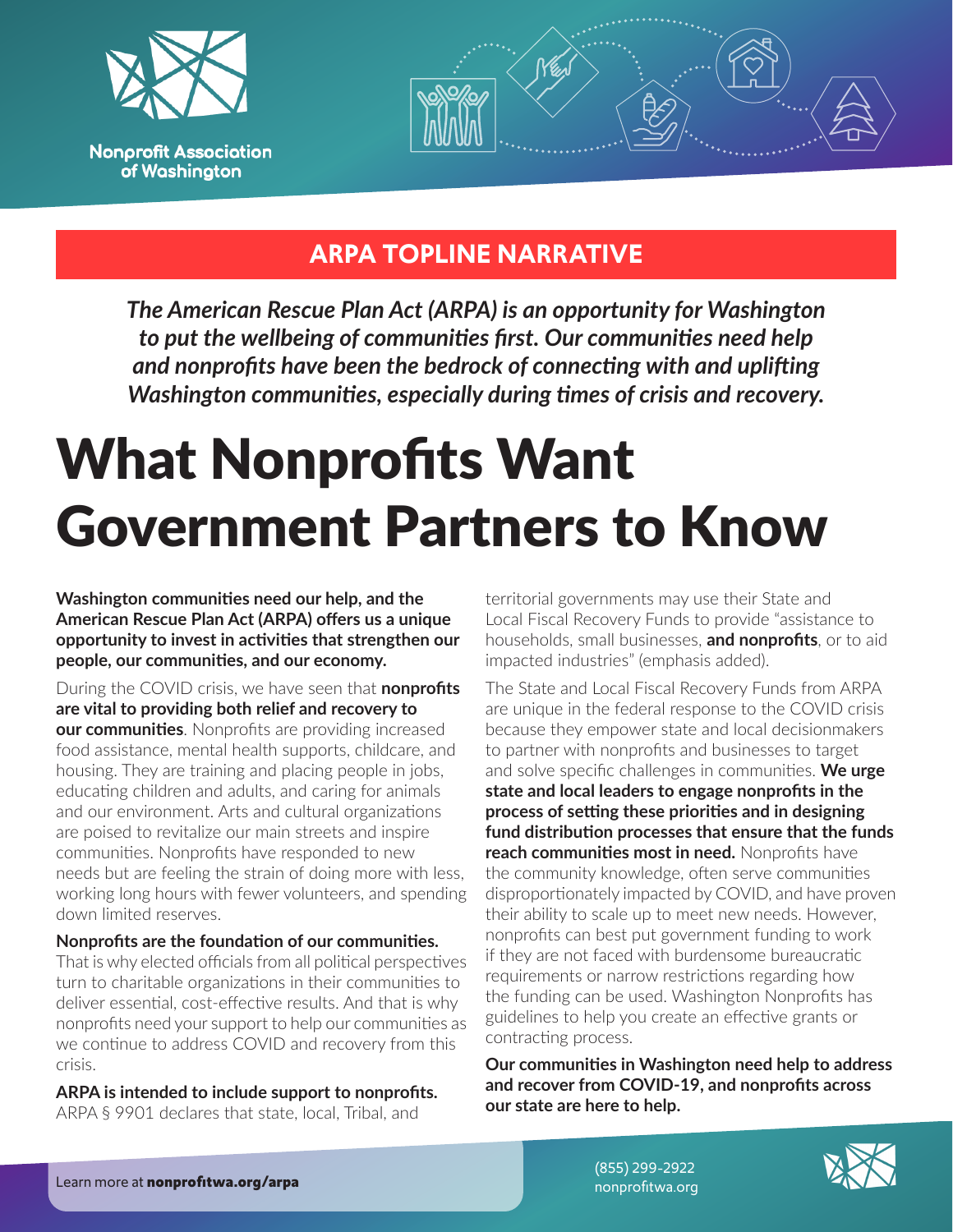Nonprofit Association of Washington

## ARPA TOPLINE NARRATIVE

***The American Rescue Plan Act (ARPA) is an opportunity for Washington to put the wellbeing of communities first. Our communities need help and nonprofits have been the bedrock of connecting with and uplifting Washington communities, especially during times of crisis and recovery.***

# What Nonprofits Want Government Partners to Know

**Washington communities need our help, and the American Rescue Plan Act (ARPA) offers us a unique opportunity to invest in activities that strengthen our people, our communities, and our economy.**

During the COVID crisis, we have seen that **nonprofits are vital to providing both relief and recovery to our communities**. Nonprofits are providing increased food assistance, mental health supports, childcare, and housing. They are training and placing people in jobs, educating children and adults, and caring for animals and our environment. Arts and cultural organizations are poised to revitalize our main streets and inspire communities. Nonprofits have responded to new needs but are feeling the strain of doing more with less, working long hours with fewer volunteers, and spending down limited reserves.

**Nonprofits are the foundation of our communities.** That is why elected officials from all political perspectives turn to charitable organizations in their communities to deliver essential, cost-effective results. And that is why nonprofits need your support to help our communities as we continue to address COVID and recovery from this crisis.

**ARPA is intended to include support to nonprofits.** ARPA § 9901 declares that state, local, Tribal, and territorial governments may use their State and Local Fiscal Recovery Funds to provide "assistance to households, small businesses, **and nonprofits**, or to aid impacted industries" (emphasis added).

The State and Local Fiscal Recovery Funds from ARPA are unique in the federal response to the COVID crisis because they empower state and local decisionmakers to partner with nonprofits and businesses to target and solve specific challenges in communities. **We urge state and local leaders to engage nonprofits in the process of setting these priorities and in designing fund distribution processes that ensure that the funds reach communities most in need.** Nonprofits have the community knowledge, often serve communities disproportionately impacted by COVID, and have proven their ability to scale up to meet new needs. However, nonprofits can best put government funding to work if they are not faced with burdensome bureaucratic requirements or narrow restrictions regarding how the funding can be used. Washington Nonprofits has guidelines to help you create an effective grants or contracting process.

**Our communities in Washington need help to address and recover from COVID-19, and nonprofits across our state are here to help.**

Learn more at **nonprofitwa.org/arpa**

(855) 299-2922
nonprofitwa.org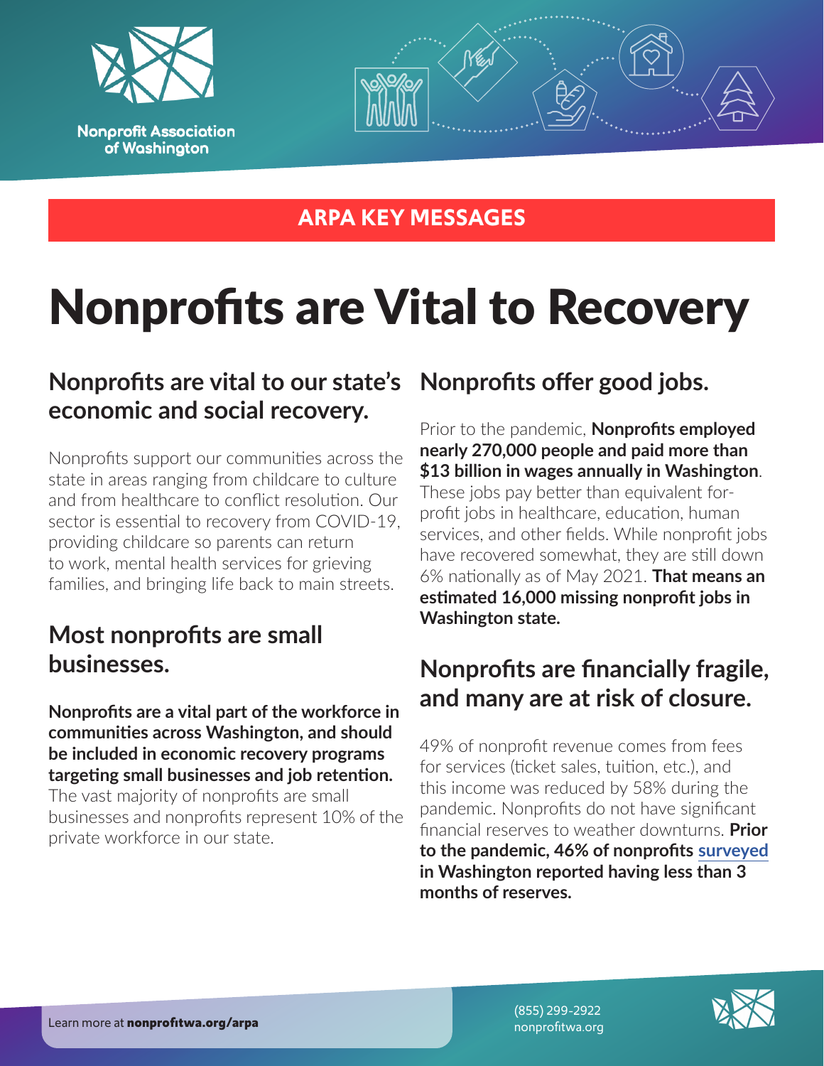Nonprofit Association of Washington

**ARPA KEY MESSAGES**

# Nonprofits are Vital to Recovery

## Nonprofits are vital to our state's economic and social recovery.

Nonprofits support our communities across the state in areas ranging from childcare to culture and from healthcare to conflict resolution. Our sector is essential to recovery from COVID-19, providing childcare so parents can return to work, mental health services for grieving families, and bringing life back to main streets.

## Most nonprofits are small businesses.

**Nonprofits are a vital part of the workforce in communities across Washington, and should be included in economic recovery programs targeting small businesses and job retention.** The vast majority of nonprofits are small businesses and nonprofits represent 10% of the private workforce in our state.

## Nonprofits offer good jobs.

Prior to the pandemic, **Nonprofits employed nearly 270,000 people and paid more than $13 billion in wages annually in Washington**. These jobs pay better than equivalent for-profit jobs in healthcare, education, human services, and other fields. While nonprofit jobs have recovered somewhat, they are still down 6% nationally as of May 2021. **That means an estimated 16,000 missing nonprofit jobs in Washington state.**

## Nonprofits are financially fragile, and many are at risk of closure.

49% of nonprofit revenue comes from fees for services (ticket sales, tuition, etc.), and this income was reduced by 58% during the pandemic. Nonprofits do not have significant financial reserves to weather downturns. **Prior to the pandemic, 46% of nonprofits surveyed in Washington reported having less than 3 months of reserves.**

Learn more at **nonprofitwa.org/arpa**

(855) 299-2922
nonprofitwa.org